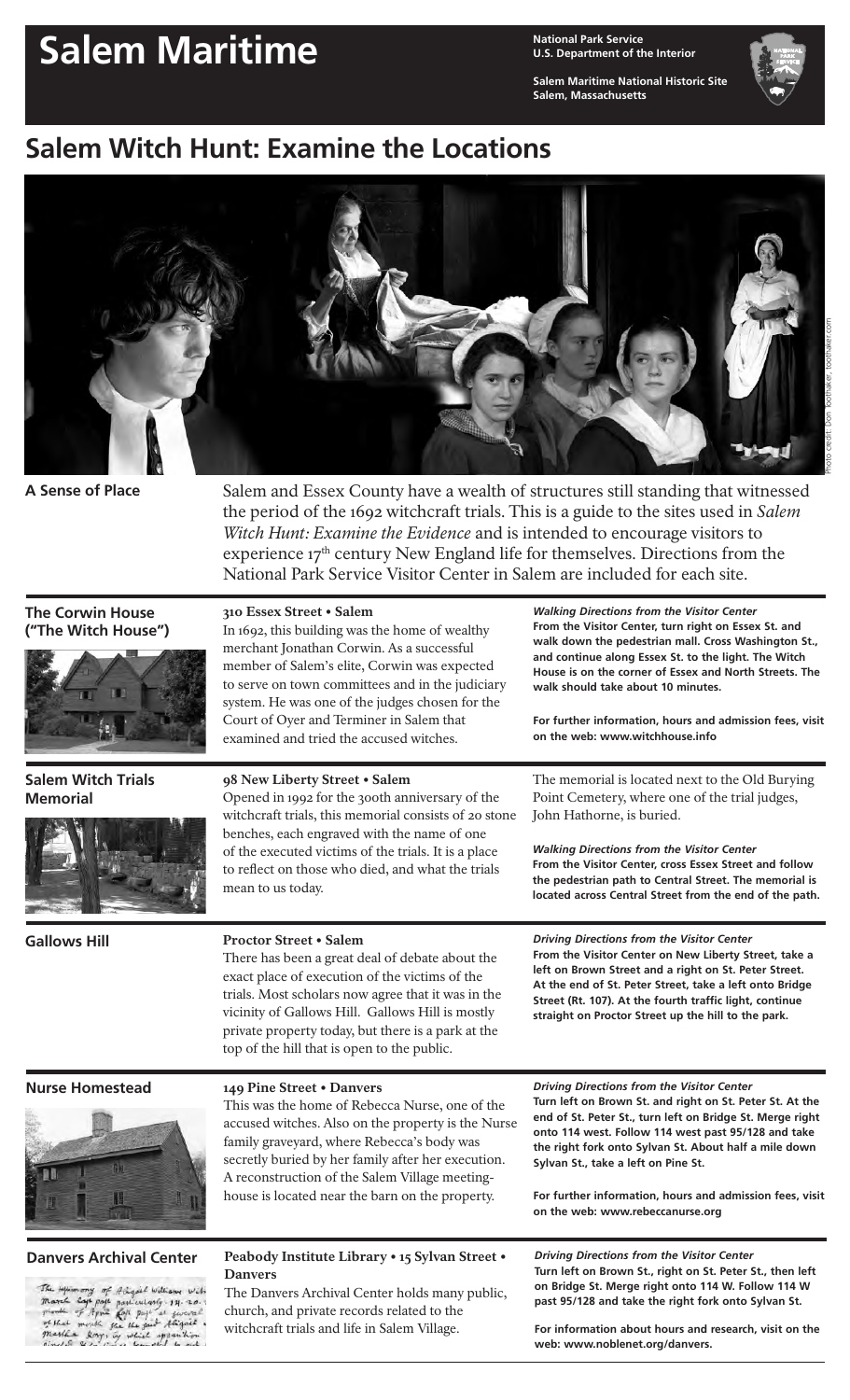# Salem Maritime

**National Park Service**
**U.S. Department of the Interior**

**Salem Maritime National Historic Site**
**Salem, Massachusetts**

## Salem Witch Hunt: Examine the Locations

Photo credit: Don Toothaker, toothaker.com

### A Sense of Place

Salem and Essex County have a wealth of structures still standing that witnessed the period of the 1692 witchcraft trials. This is a guide to the sites used in *Salem Witch Hunt: Examine the Evidence* and is intended to encourage visitors to experience 17th century New England life for themselves. Directions from the National Park Service Visitor Center in Salem are included for each site.

### The Corwin House ("The Witch House")

**310 Essex Street • Salem**

In 1692, this building was the home of wealthy merchant Jonathan Corwin. As a successful member of Salem's elite, Corwin was expected to serve on town committees and in the judiciary system. He was one of the judges chosen for the Court of Oyer and Terminer in Salem that examined and tried the accused witches.

***Walking Directions from the Visitor Center***
**From the Visitor Center, turn right on Essex St. and walk down the pedestrian mall. Cross Washington St., and continue along Essex St. to the light. The Witch House is on the corner of Essex and North Streets. The walk should take about 10 minutes.**

**For further information, hours and admission fees, visit on the web: www.witchhouse.info**

### Salem Witch Trials Memorial

**98 New Liberty Street • Salem**

Opened in 1992 for the 300th anniversary of the witchcraft trials, this memorial consists of 20 stone benches, each engraved with the name of one of the executed victims of the trials. It is a place to reflect on those who died, and what the trials mean to us today.

The memorial is located next to the Old Burying Point Cemetery, where one of the trial judges, John Hathorne, is buried.

***Walking Directions from the Visitor Center***
**From the Visitor Center, cross Essex Street and follow the pedestrian path to Central Street. The memorial is located across Central Street from the end of the path.**

### Gallows Hill

**Proctor Street • Salem**

There has been a great deal of debate about the exact place of execution of the victims of the trials. Most scholars now agree that it was in the vicinity of Gallows Hill. Gallows Hill is mostly private property today, but there is a park at the top of the hill that is open to the public.

***Driving Directions from the Visitor Center***
**From the Visitor Center on New Liberty Street, take a left on Brown Street and a right on St. Peter Street. At the end of St. Peter Street, take a left onto Bridge Street (Rt. 107). At the fourth traffic light, continue straight on Proctor Street up the hill to the park.**

### Nurse Homestead

**149 Pine Street • Danvers**

This was the home of Rebecca Nurse, one of the accused witches. Also on the property is the Nurse family graveyard, where Rebecca's body was secretly buried by her family after her execution. A reconstruction of the Salem Village meeting-house is located near the barn on the property.

***Driving Directions from the Visitor Center***
**Turn left on Brown St. and right on St. Peter St. At the end of St. Peter St., turn left on Bridge St. Merge right onto 114 west. Follow 114 west past 95/128 and take the right fork onto Sylvan St. About half a mile down Sylvan St., take a left on Pine St.**

**For further information, hours and admission fees, visit on the web: www.rebeccanurse.org**

### Danvers Archival Center

**Peabody Institute Library • 15 Sylvan Street • Danvers**

The Danvers Archival Center holds many public, church, and private records related to the witchcraft trials and life in Salem Village.

***Driving Directions from the Visitor Center***
**Turn left on Brown St., right on St. Peter St., then left on Bridge St. Merge right onto 114 W. Follow 114 W past 95/128 and take the right fork onto Sylvan St.**

**For information about hours and research, visit on the web: www.noblenet.org/danvers.**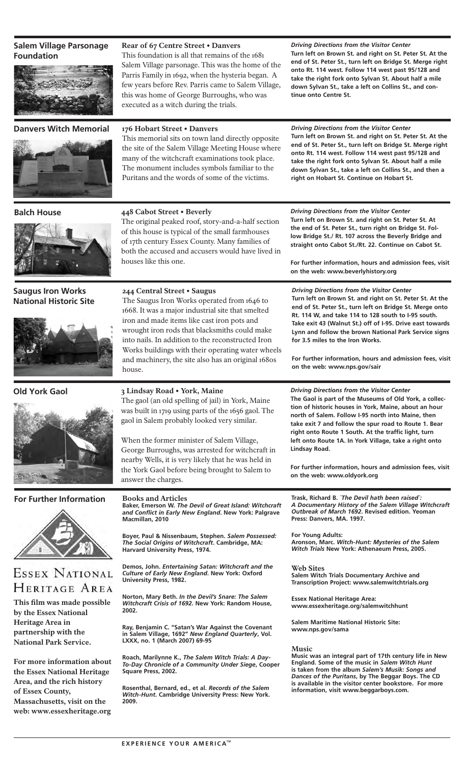## Salem Village Parsonage Foundation

**Rear of 67 Centre Street • Danvers**

This foundation is all that remains of the 1681 Salem Village parsonage. This was the home of the Parris Family in 1692, when the hysteria began. A few years before Rev. Parris came to Salem Village, this was home of George Burroughs, who was executed as a witch during the trials.

*Driving Directions from the Visitor Center*

**Turn left on Brown St. and right on St. Peter St. At the end of St. Peter St., turn left on Bridge St. Merge right onto Rt. 114 west. Follow 114 west past 95/128 and take the right fork onto Sylvan St. About half a mile down Sylvan St., take a left on Collins St., and continue onto Centre St.**

## Danvers Witch Memorial

**176 Hobart Street • Danvers**

This memorial sits on town land directly opposite the site of the Salem Village Meeting House where many of the witchcraft examinations took place. The monument includes symbols familiar to the Puritans and the words of some of the victims.

*Driving Directions from the Visitor Center*

**Turn left on Brown St. and right on St. Peter St. At the end of St. Peter St., turn left on Bridge St. Merge right onto Rt. 114 west. Follow 114 west past 95/128 and take the right fork onto Sylvan St. About half a mile down Sylvan St., take a left on Collins St., and then a right on Hobart St. Continue on Hobart St.**

## Balch House

**448 Cabot Street • Beverly**

The original peaked roof, story-and-a-half section of this house is typical of the small farmhouses of 17th century Essex County. Many families of both the accused and accusers would have lived in houses like this one.

*Driving Directions from the Visitor Center*

**Turn left on Brown St. and right on St. Peter St. At the end of St. Peter St., turn right on Bridge St. Follow Bridge St./ Rt. 107 across the Beverly Bridge and straight onto Cabot St./Rt. 22. Continue on Cabot St.**

**For further information, hours and admission fees, visit on the web: www.beverlyhistory.org**

## Saugus Iron Works National Historic Site

**244 Central Street • Saugus**

The Saugus Iron Works operated from 1646 to 1668. It was a major industrial site that smelted iron and made items like cast iron pots and wrought iron rods that blacksmiths could make into nails. In addition to the reconstructed Iron Works buildings with their operating water wheels and machinery, the site also has an original 1680s house.

*Driving Directions from the Visitor Center*

**Turn left on Brown St. and right on St. Peter St. At the end of St. Peter St., turn left on Bridge St. Merge onto Rt. 114 W, and take 114 to 128 south to I-95 south. Take exit 43 (Walnut St.) off of I-95. Drive east towards Lynn and follow the brown National Park Service signs for 3.5 miles to the Iron Works.**

**For further information, hours and admission fees, visit on the web: www.nps.gov/sair**

## Old York Gaol

**3 Lindsay Road • York, Maine**

The gaol (an old spelling of jail) in York, Maine was built in 1719 using parts of the 1656 gaol. The gaol in Salem probably looked very similar.

When the former minister of Salem Village, George Burroughs, was arrested for witchcraft in nearby Wells, it is very likely that he was held in the York Gaol before being brought to Salem to answer the charges.

*Driving Directions from the Visitor Center*

**The Gaol is part of the Museums of Old York, a collection of historic houses in York, Maine, about an hour north of Salem. Follow I-95 north into Maine, then take exit 7 and follow the spur road to Route 1. Bear right onto Route 1 South. At the traffic light, turn left onto Route 1A. In York Village, take a right onto Lindsay Road.**

**For further information, hours and admission fees, visit on the web: www.oldyork.org**

## For Further Information

ESSEX NATIONAL HERITAGE AREA

**This film was made possible by the Essex National Heritage Area in partnership with the National Park Service.**

**For more information about the Essex National Heritage Area, and the rich history of Essex County, Massachusetts, visit on the web: www.essexheritage.org**

### Books and Articles

**Baker, Emerson W. *The Devil of Great Island: Witchcraft and Conflict in Early New England*. New York: Palgrave Macmillan, 2010**

**Boyer, Paul & Nissenbaum, Stephen. *Salem Possessed: The Social Origins of Witchcraft*. Cambridge, MA: Harvard University Press, 1974.**

**Demos, John. *Entertaining Satan: Witchcraft and the Culture of Early New England*. New York: Oxford University Press, 1982.**

**Norton, Mary Beth. *In the Devil's Snare: The Salem Witchcraft Crisis of 1692*. New York: Random House, 2002.**

**Ray, Benjamin C. "Satan's War Against the Covenant in Salem Village, 1692" *New England Quarterly*, Vol. LXXX, no. 1 (March 2007) 69-95**

**Roach, Marilynne K., *The Salem Witch Trials: A Day-To-Day Chronicle of a Community Under Siege*, Cooper Square Press, 2002.**

**Rosenthal, Bernard, ed., et al. *Records of the Salem Witch-Hunt*. Cambridge University Press: New York. 2009.**

**Trask, Richard B. *`The Devil hath been raised`: A Documentary History of the Salem Village Witchcraft Outbreak of March 1692*. Revised edition. Yeoman Press: Danvers, MA. 1997.**

**For Young Adults:**
**Aronson, Marc. *Witch-Hunt: Mysteries of the Salem Witch Trials* New York: Athenaeum Press, 2005.**

### Web Sites

**Salem Witch Trials Documentary Archive and Transcription Project: www.salemwitchtrials.org**

**Essex National Heritage Area: www.essexheritage.org/salemwitchhunt**

**Salem Maritime National Historic Site: www.nps.gov/sama**

### Music

**Music was an integral part of 17th century life in New England. Some of the music in *Salem Witch Hunt* is taken from the album *Salem's Musik: Songs and Dances of the Puritans*, by The Beggar Boys. The CD is available in the visitor center bookstore. For more information, visit www.beggarboys.com.**